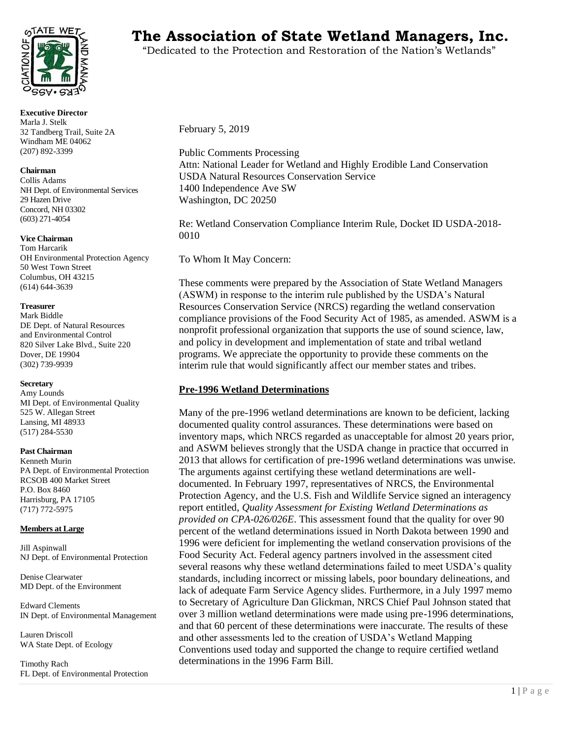# The Association of State Wetland Managers, Inc.

"Dedicated to the Protection and Restoration of the Nation's Wetlands"

**Executive Director**
Marla J. Stelk
32 Tandberg Trail, Suite 2A
Windham ME 04062
(207) 892-3399

**Chairman**
Collis Adams
NH Dept. of Environmental Services
29 Hazen Drive
Concord, NH 03302
(603) 271-4054

**Vice Chairman**
Tom Harcarik
OH Environmental Protection Agency
50 West Town Street
Columbus, OH 43215
(614) 644-3639

**Treasurer**
Mark Biddle
DE Dept. of Natural Resources
and Environmental Control
820 Silver Lake Blvd., Suite 220
Dover, DE 19904
(302) 739-9939

**Secretary**
Amy Lounds
MI Dept. of Environmental Quality
525 W. Allegan Street
Lansing, MI 48933
(517) 284-5530

**Past Chairman**
Kenneth Murin
PA Dept. of Environmental Protection
RCSOB 400 Market Street
P.O. Box 8460
Harrisburg, PA 17105
(717) 772-5975

**Members at Large**

Jill Aspinwall
NJ Dept. of Environmental Protection

Denise Clearwater
MD Dept. of the Environment

Edward Clements
IN Dept. of Environmental Management

Lauren Driscoll
WA State Dept. of Ecology

Timothy Rach
FL Dept. of Environmental Protection

February 5, 2019

Public Comments Processing
Attn: National Leader for Wetland and Highly Erodible Land Conservation
USDA Natural Resources Conservation Service
1400 Independence Ave SW
Washington, DC 20250

Re: Wetland Conservation Compliance Interim Rule, Docket ID USDA-2018-0010

To Whom It May Concern:

These comments were prepared by the Association of State Wetland Managers (ASWM) in response to the interim rule published by the USDA's Natural Resources Conservation Service (NRCS) regarding the wetland conservation compliance provisions of the Food Security Act of 1985, as amended. ASWM is a nonprofit professional organization that supports the use of sound science, law, and policy in development and implementation of state and tribal wetland programs. We appreciate the opportunity to provide these comments on the interim rule that would significantly affect our member states and tribes.

## Pre-1996 Wetland Determinations

Many of the pre-1996 wetland determinations are known to be deficient, lacking documented quality control assurances. These determinations were based on inventory maps, which NRCS regarded as unacceptable for almost 20 years prior, and ASWM believes strongly that the USDA change in practice that occurred in 2013 that allows for certification of pre-1996 wetland determinations was unwise. The arguments against certifying these wetland determinations are well-documented. In February 1997, representatives of NRCS, the Environmental Protection Agency, and the U.S. Fish and Wildlife Service signed an interagency report entitled, *Quality Assessment for Existing Wetland Determinations as provided on CPA-026/026E*. This assessment found that the quality for over 90 percent of the wetland determinations issued in North Dakota between 1990 and 1996 were deficient for implementing the wetland conservation provisions of the Food Security Act. Federal agency partners involved in the assessment cited several reasons why these wetland determinations failed to meet USDA's quality standards, including incorrect or missing labels, poor boundary delineations, and lack of adequate Farm Service Agency slides. Furthermore, in a July 1997 memo to Secretary of Agriculture Dan Glickman, NRCS Chief Paul Johnson stated that over 3 million wetland determinations were made using pre-1996 determinations, and that 60 percent of these determinations were inaccurate. The results of these and other assessments led to the creation of USDA's Wetland Mapping Conventions used today and supported the change to require certified wetland determinations in the 1996 Farm Bill.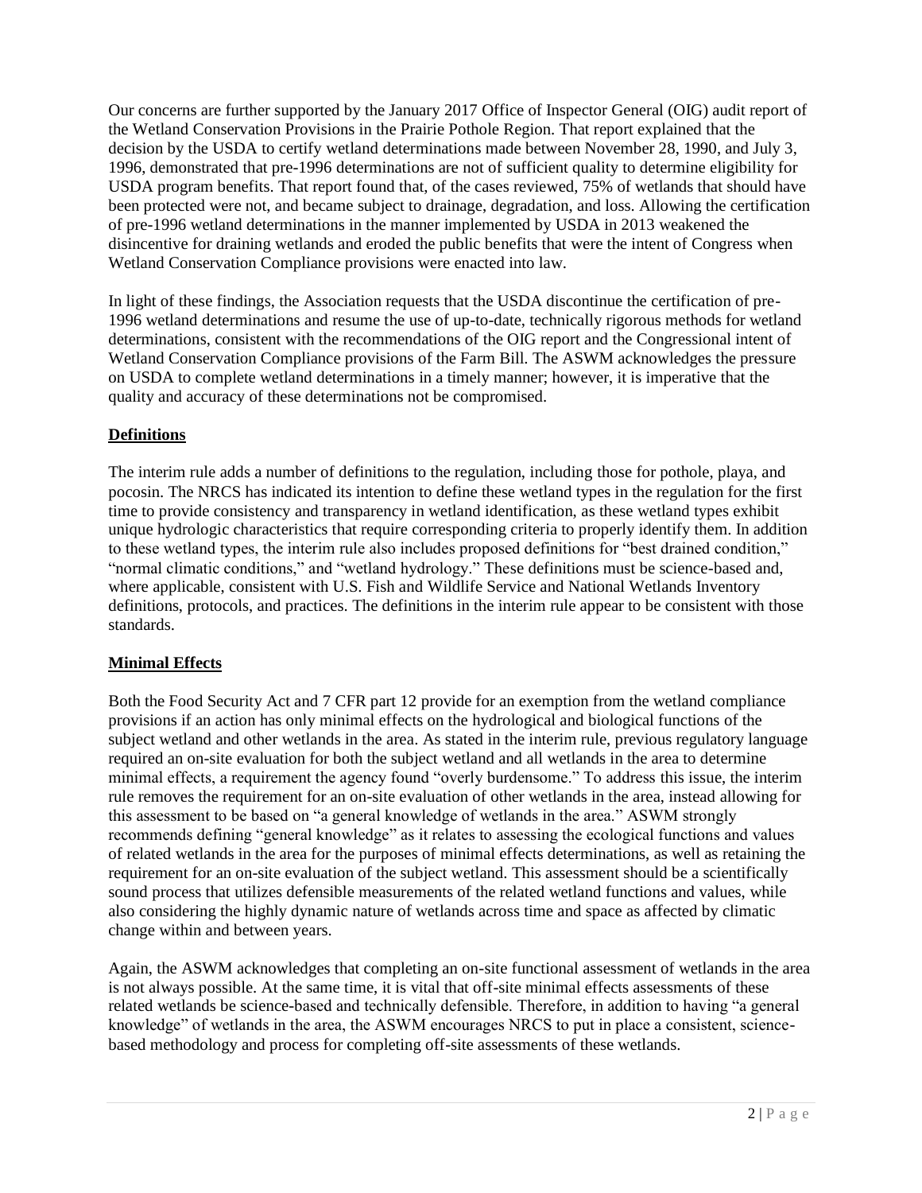Our concerns are further supported by the January 2017 Office of Inspector General (OIG) audit report of the Wetland Conservation Provisions in the Prairie Pothole Region. That report explained that the decision by the USDA to certify wetland determinations made between November 28, 1990, and July 3, 1996, demonstrated that pre-1996 determinations are not of sufficient quality to determine eligibility for USDA program benefits. That report found that, of the cases reviewed, 75% of wetlands that should have been protected were not, and became subject to drainage, degradation, and loss. Allowing the certification of pre-1996 wetland determinations in the manner implemented by USDA in 2013 weakened the disincentive for draining wetlands and eroded the public benefits that were the intent of Congress when Wetland Conservation Compliance provisions were enacted into law.

In light of these findings, the Association requests that the USDA discontinue the certification of pre-1996 wetland determinations and resume the use of up-to-date, technically rigorous methods for wetland determinations, consistent with the recommendations of the OIG report and the Congressional intent of Wetland Conservation Compliance provisions of the Farm Bill. The ASWM acknowledges the pressure on USDA to complete wetland determinations in a timely manner; however, it is imperative that the quality and accuracy of these determinations not be compromised.

## **Definitions**

The interim rule adds a number of definitions to the regulation, including those for pothole, playa, and pocosin. The NRCS has indicated its intention to define these wetland types in the regulation for the first time to provide consistency and transparency in wetland identification, as these wetland types exhibit unique hydrologic characteristics that require corresponding criteria to properly identify them. In addition to these wetland types, the interim rule also includes proposed definitions for "best drained condition," "normal climatic conditions," and "wetland hydrology." These definitions must be science-based and, where applicable, consistent with U.S. Fish and Wildlife Service and National Wetlands Inventory definitions, protocols, and practices. The definitions in the interim rule appear to be consistent with those standards.

## **Minimal Effects**

Both the Food Security Act and 7 CFR part 12 provide for an exemption from the wetland compliance provisions if an action has only minimal effects on the hydrological and biological functions of the subject wetland and other wetlands in the area. As stated in the interim rule, previous regulatory language required an on-site evaluation for both the subject wetland and all wetlands in the area to determine minimal effects, a requirement the agency found "overly burdensome." To address this issue, the interim rule removes the requirement for an on-site evaluation of other wetlands in the area, instead allowing for this assessment to be based on "a general knowledge of wetlands in the area." ASWM strongly recommends defining "general knowledge" as it relates to assessing the ecological functions and values of related wetlands in the area for the purposes of minimal effects determinations, as well as retaining the requirement for an on-site evaluation of the subject wetland. This assessment should be a scientifically sound process that utilizes defensible measurements of the related wetland functions and values, while also considering the highly dynamic nature of wetlands across time and space as affected by climatic change within and between years.

Again, the ASWM acknowledges that completing an on-site functional assessment of wetlands in the area is not always possible. At the same time, it is vital that off-site minimal effects assessments of these related wetlands be science-based and technically defensible. Therefore, in addition to having "a general knowledge" of wetlands in the area, the ASWM encourages NRCS to put in place a consistent, science-based methodology and process for completing off-site assessments of these wetlands.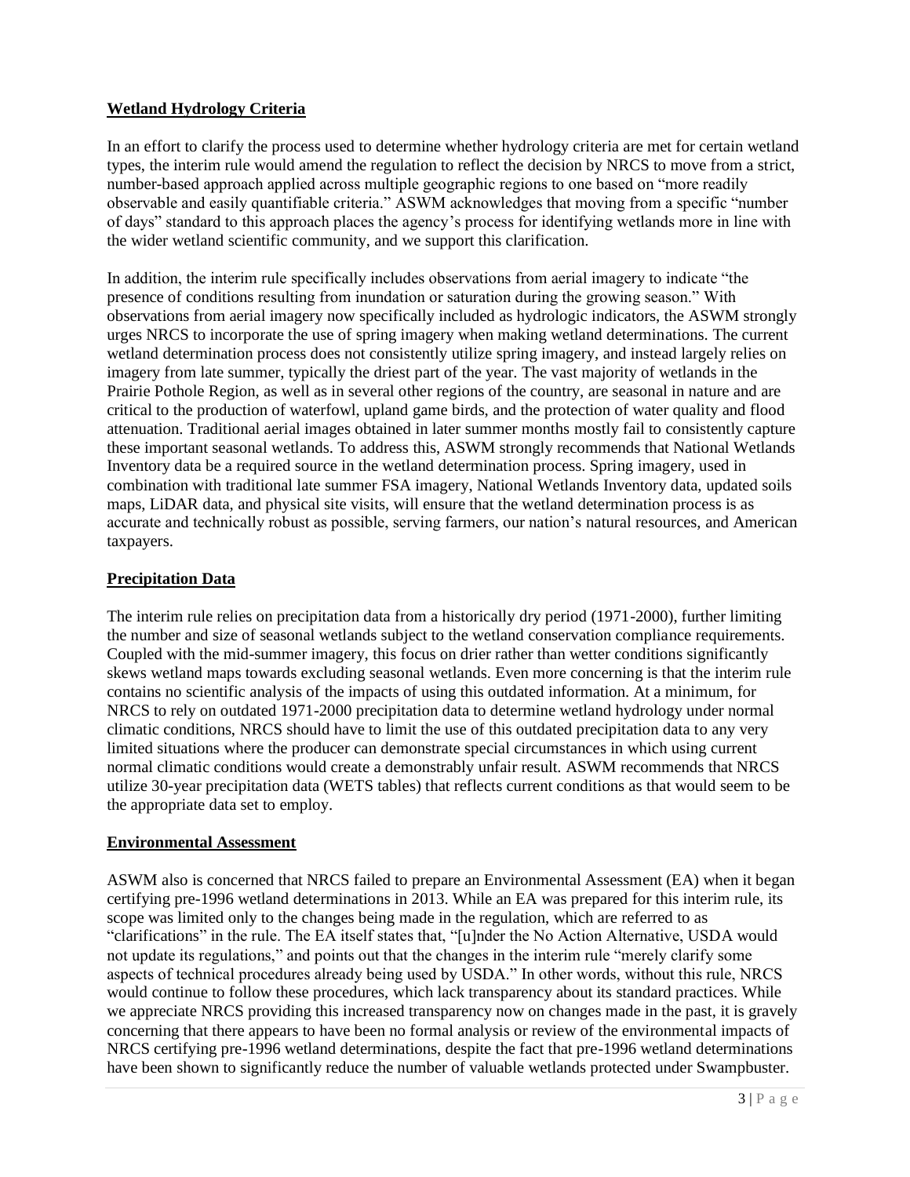## Wetland Hydrology Criteria

In an effort to clarify the process used to determine whether hydrology criteria are met for certain wetland types, the interim rule would amend the regulation to reflect the decision by NRCS to move from a strict, number-based approach applied across multiple geographic regions to one based on "more readily observable and easily quantifiable criteria." ASWM acknowledges that moving from a specific "number of days" standard to this approach places the agency's process for identifying wetlands more in line with the wider wetland scientific community, and we support this clarification.

In addition, the interim rule specifically includes observations from aerial imagery to indicate "the presence of conditions resulting from inundation or saturation during the growing season." With observations from aerial imagery now specifically included as hydrologic indicators, the ASWM strongly urges NRCS to incorporate the use of spring imagery when making wetland determinations. The current wetland determination process does not consistently utilize spring imagery, and instead largely relies on imagery from late summer, typically the driest part of the year. The vast majority of wetlands in the Prairie Pothole Region, as well as in several other regions of the country, are seasonal in nature and are critical to the production of waterfowl, upland game birds, and the protection of water quality and flood attenuation. Traditional aerial images obtained in later summer months mostly fail to consistently capture these important seasonal wetlands. To address this, ASWM strongly recommends that National Wetlands Inventory data be a required source in the wetland determination process. Spring imagery, used in combination with traditional late summer FSA imagery, National Wetlands Inventory data, updated soils maps, LiDAR data, and physical site visits, will ensure that the wetland determination process is as accurate and technically robust as possible, serving farmers, our nation's natural resources, and American taxpayers.

## Precipitation Data

The interim rule relies on precipitation data from a historically dry period (1971-2000), further limiting the number and size of seasonal wetlands subject to the wetland conservation compliance requirements. Coupled with the mid-summer imagery, this focus on drier rather than wetter conditions significantly skews wetland maps towards excluding seasonal wetlands. Even more concerning is that the interim rule contains no scientific analysis of the impacts of using this outdated information. At a minimum, for NRCS to rely on outdated 1971-2000 precipitation data to determine wetland hydrology under normal climatic conditions, NRCS should have to limit the use of this outdated precipitation data to any very limited situations where the producer can demonstrate special circumstances in which using current normal climatic conditions would create a demonstrably unfair result. ASWM recommends that NRCS utilize 30-year precipitation data (WETS tables) that reflects current conditions as that would seem to be the appropriate data set to employ.

## Environmental Assessment

ASWM also is concerned that NRCS failed to prepare an Environmental Assessment (EA) when it began certifying pre-1996 wetland determinations in 2013. While an EA was prepared for this interim rule, its scope was limited only to the changes being made in the regulation, which are referred to as "clarifications" in the rule. The EA itself states that, "[u]nder the No Action Alternative, USDA would not update its regulations," and points out that the changes in the interim rule "merely clarify some aspects of technical procedures already being used by USDA." In other words, without this rule, NRCS would continue to follow these procedures, which lack transparency about its standard practices. While we appreciate NRCS providing this increased transparency now on changes made in the past, it is gravely concerning that there appears to have been no formal analysis or review of the environmental impacts of NRCS certifying pre-1996 wetland determinations, despite the fact that pre-1996 wetland determinations have been shown to significantly reduce the number of valuable wetlands protected under Swampbuster.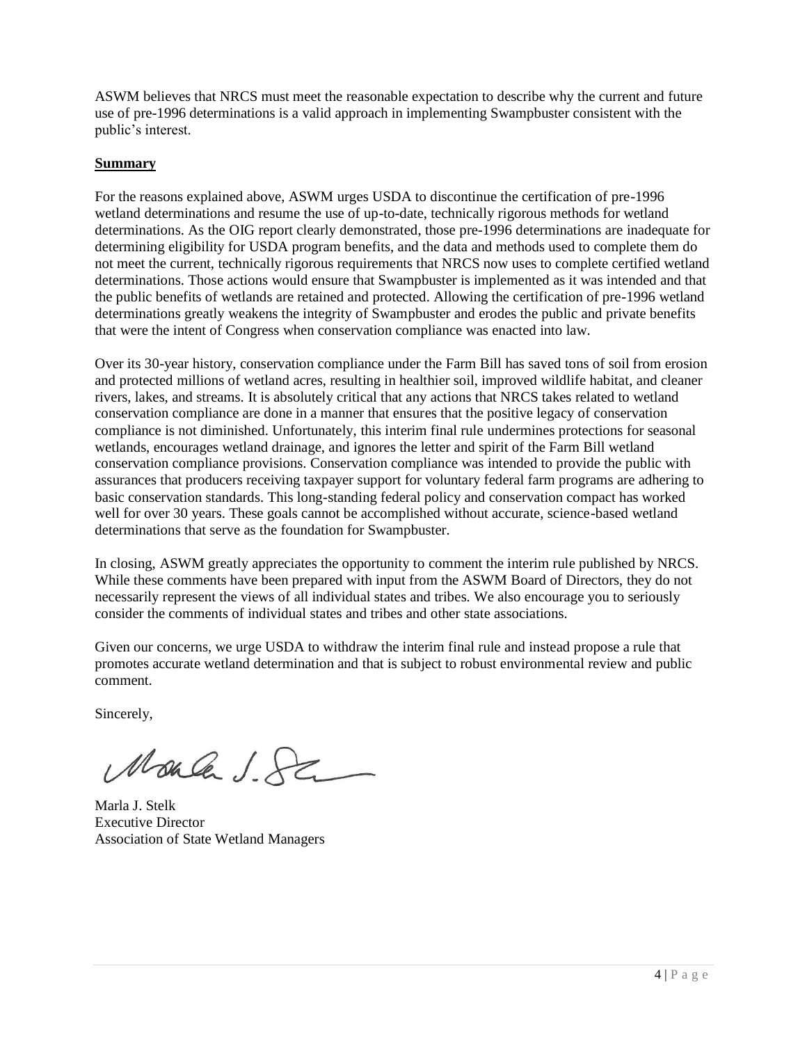ASWM believes that NRCS must meet the reasonable expectation to describe why the current and future use of pre-1996 determinations is a valid approach in implementing Swampbuster consistent with the public's interest.

**Summary**

For the reasons explained above, ASWM urges USDA to discontinue the certification of pre-1996 wetland determinations and resume the use of up-to-date, technically rigorous methods for wetland determinations. As the OIG report clearly demonstrated, those pre-1996 determinations are inadequate for determining eligibility for USDA program benefits, and the data and methods used to complete them do not meet the current, technically rigorous requirements that NRCS now uses to complete certified wetland determinations. Those actions would ensure that Swampbuster is implemented as it was intended and that the public benefits of wetlands are retained and protected. Allowing the certification of pre-1996 wetland determinations greatly weakens the integrity of Swampbuster and erodes the public and private benefits that were the intent of Congress when conservation compliance was enacted into law.

Over its 30-year history, conservation compliance under the Farm Bill has saved tons of soil from erosion and protected millions of wetland acres, resulting in healthier soil, improved wildlife habitat, and cleaner rivers, lakes, and streams. It is absolutely critical that any actions that NRCS takes related to wetland conservation compliance are done in a manner that ensures that the positive legacy of conservation compliance is not diminished. Unfortunately, this interim final rule undermines protections for seasonal wetlands, encourages wetland drainage, and ignores the letter and spirit of the Farm Bill wetland conservation compliance provisions. Conservation compliance was intended to provide the public with assurances that producers receiving taxpayer support for voluntary federal farm programs are adhering to basic conservation standards. This long-standing federal policy and conservation compact has worked well for over 30 years. These goals cannot be accomplished without accurate, science-based wetland determinations that serve as the foundation for Swampbuster.

In closing, ASWM greatly appreciates the opportunity to comment the interim rule published by NRCS. While these comments have been prepared with input from the ASWM Board of Directors, they do not necessarily represent the views of all individual states and tribes. We also encourage you to seriously consider the comments of individual states and tribes and other state associations.

Given our concerns, we urge USDA to withdraw the interim final rule and instead propose a rule that promotes accurate wetland determination and that is subject to robust environmental review and public comment.

Sincerely,

Marla J. Stelk
Executive Director
Association of State Wetland Managers